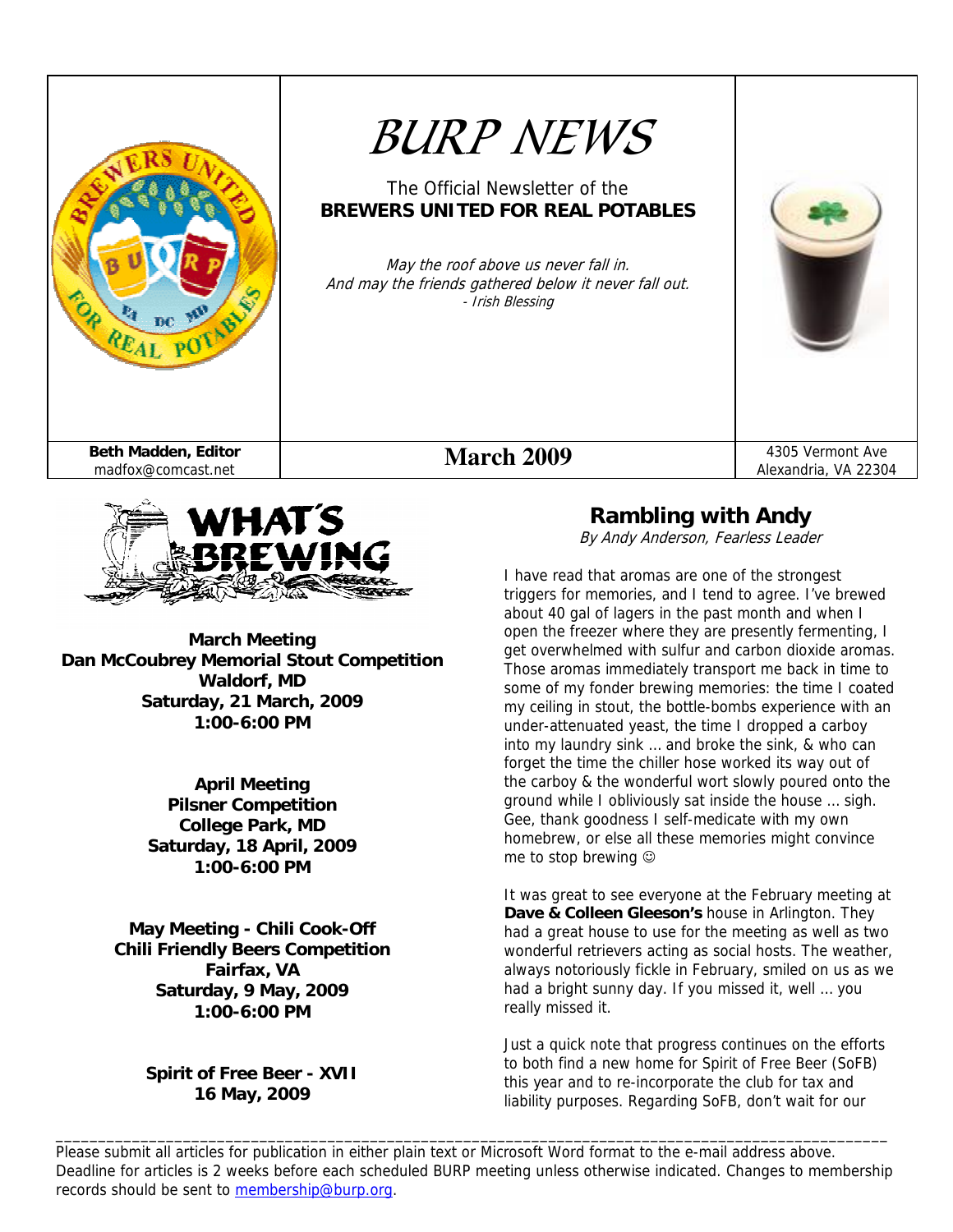# BURP NEWS

The Official Newsletter of the
**BREWERS UNITED FOR REAL POTABLES**

*May the roof above us never fall in.*
*And may the friends gathered below it never fall out.*
*- Irish Blessing*

| Beth Madden, Editor madfox@comcast.net | March 2009 | 4305 Vermont Ave Alexandria, VA 22304 |
| --- | --- | --- |

## WHAT'S BREWING

**March Meeting**
**Dan McCoubrey Memorial Stout Competition**
**Waldorf, MD**
**Saturday, 21 March, 2009**
**1:00-6:00 PM**

**April Meeting**
**Pilsner Competition**
**College Park, MD**
**Saturday, 18 April, 2009**
**1:00-6:00 PM**

**May Meeting - Chili Cook-Off**
**Chili Friendly Beers Competition**
**Fairfax, VA**
**Saturday, 9 May, 2009**
**1:00-6:00 PM**

**Spirit of Free Beer - XVII**
**16 May, 2009**

## Rambling with Andy

*By Andy Anderson, Fearless Leader*

I have read that aromas are one of the strongest triggers for memories, and I tend to agree. I've brewed about 40 gal of lagers in the past month and when I open the freezer where they are presently fermenting, I get overwhelmed with sulfur and carbon dioxide aromas. Those aromas immediately transport me back in time to some of my fonder brewing memories: the time I coated my ceiling in stout, the bottle-bombs experience with an under-attenuated yeast, the time I dropped a carboy into my laundry sink … and broke the sink, & who can forget the time the chiller hose worked its way out of the carboy & the wonderful wort slowly poured onto the ground while I obliviously sat inside the house … sigh. Gee, thank goodness I self-medicate with my own homebrew, or else all these memories might convince me to stop brewing ☺

It was great to see everyone at the February meeting at **Dave & Colleen Gleeson's** house in Arlington. They had a great house to use for the meeting as well as two wonderful retrievers acting as social hosts. The weather, always notoriously fickle in February, smiled on us as we had a bright sunny day. If you missed it, well … you really missed it.

Just a quick note that progress continues on the efforts to both find a new home for Spirit of Free Beer (SoFB) this year and to re-incorporate the club for tax and liability purposes. Regarding SoFB, don't wait for our

---

Please submit all articles for publication in either plain text or Microsoft Word format to the e-mail address above. Deadline for articles is 2 weeks before each scheduled BURP meeting unless otherwise indicated. Changes to membership records should be sent to membership@burp.org.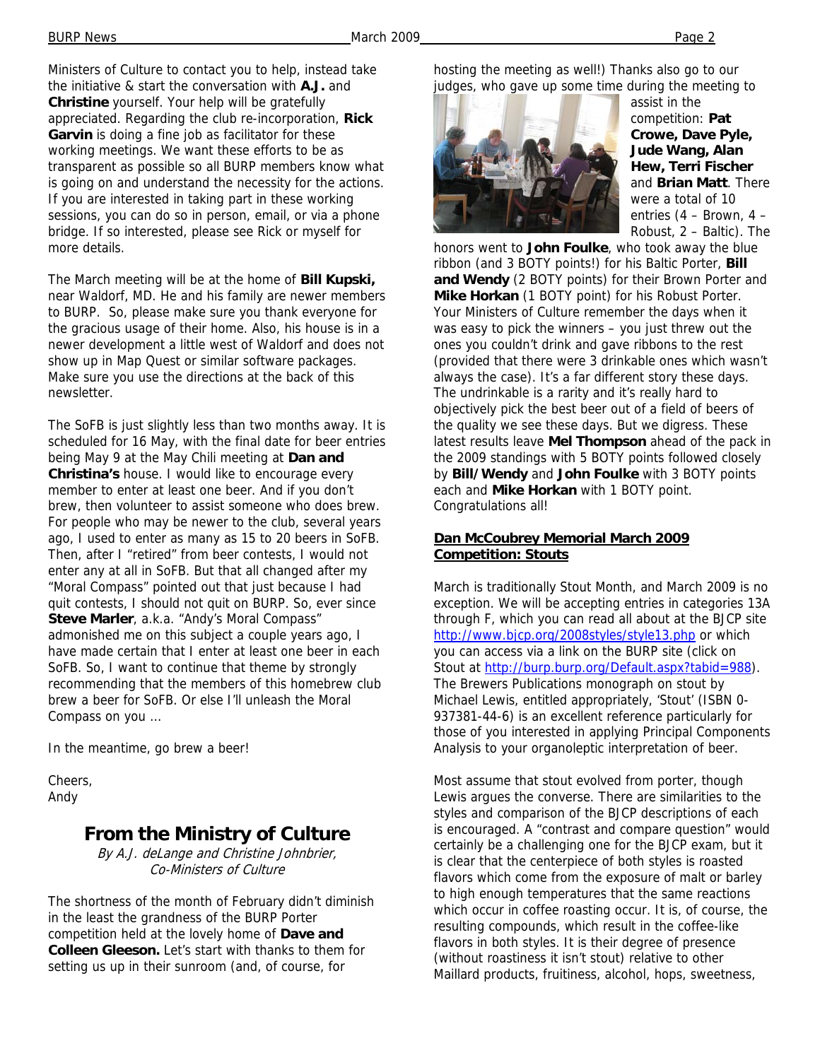Ministers of Culture to contact you to help, instead take the initiative & start the conversation with **A.J.** and **Christine** yourself. Your help will be gratefully appreciated. Regarding the club re-incorporation, **Rick Garvin** is doing a fine job as facilitator for these working meetings. We want these efforts to be as transparent as possible so all BURP members know what is going on and understand the necessity for the actions. If you are interested in taking part in these working sessions, you can do so in person, email, or via a phone bridge. If so interested, please see Rick or myself for more details.

The March meeting will be at the home of **Bill Kupski,** near Waldorf, MD. He and his family are newer members to BURP. So, please make sure you thank everyone for the gracious usage of their home. Also, his house is in a newer development a little west of Waldorf and does not show up in Map Quest or similar software packages. Make sure you use the directions at the back of this newsletter.

The SoFB is just slightly less than two months away. It is scheduled for 16 May, with the final date for beer entries being May 9 at the May Chili meeting at **Dan and Christina's** house. I would like to encourage every member to enter at least one beer. And if you don't brew, then volunteer to assist someone who does brew. For people who may be newer to the club, several years ago, I used to enter as many as 15 to 20 beers in SoFB. Then, after I "retired" from beer contests, I would not enter any at all in SoFB. But that all changed after my "Moral Compass" pointed out that just because I had quit contests, I should not quit on BURP. So, ever since **Steve Marler**, a.k.a. "Andy's Moral Compass" admonished me on this subject a couple years ago, I have made certain that I enter at least one beer in each SoFB. So, I want to continue that theme by strongly recommending that the members of this homebrew club brew a beer for SoFB. Or else I'll unleash the Moral Compass on you ...

In the meantime, go brew a beer!

Cheers,
Andy

## From the Ministry of Culture

*By A.J. deLange and Christine Johnbrier, Co-Ministers of Culture*

The shortness of the month of February didn't diminish in the least the grandness of the BURP Porter competition held at the lovely home of **Dave and Colleen Gleeson.** Let's start with thanks to them for setting us up in their sunroom (and, of course, for hosting the meeting as well!) Thanks also go to our judges, who gave up some time during the meeting to assist in the competition: **Pat Crowe, Dave Pyle, Jude Wang, Alan Hew, Terri Fischer** and **Brian Matt**. There were a total of 10 entries (4 – Brown, 4 – Robust, 2 – Baltic). The honors went to **John Foulke**, who took away the blue ribbon (and 3 BOTY points!) for his Baltic Porter, **Bill and Wendy** (2 BOTY points) for their Brown Porter and **Mike Horkan** (1 BOTY point) for his Robust Porter. Your Ministers of Culture remember the days when it was easy to pick the winners – you just threw out the ones you couldn't drink and gave ribbons to the rest (provided that there were 3 drinkable ones which wasn't always the case). It's a far different story these days. The undrinkable is a rarity and it's really hard to objectively pick the best beer out of a field of beers of the quality we see these days. But we digress. These latest results leave **Mel Thompson** ahead of the pack in the 2009 standings with 5 BOTY points followed closely by **Bill/Wendy** and **John Foulke** with 3 BOTY points each and **Mike Horkan** with 1 BOTY point. Congratulations all!

### Dan McCoubrey Memorial March 2009 Competition: Stouts

March is traditionally Stout Month, and March 2009 is no exception. We will be accepting entries in categories 13A through F, which you can read all about at the BJCP site http://www.bjcp.org/2008styles/style13.php or which you can access via a link on the BURP site (click on Stout at http://burp.burp.org/Default.aspx?tabid=988). The Brewers Publications monograph on stout by Michael Lewis, entitled appropriately, 'Stout' (ISBN 0-937381-44-6) is an excellent reference particularly for those of you interested in applying Principal Components Analysis to your organoleptic interpretation of beer.

Most assume that stout evolved from porter, though Lewis argues the converse. There are similarities to the styles and comparison of the BJCP descriptions of each is encouraged. A "contrast and compare question" would certainly be a challenging one for the BJCP exam, but it is clear that the centerpiece of both styles is roasted flavors which come from the exposure of malt or barley to high enough temperatures that the same reactions which occur in coffee roasting occur. It is, of course, the resulting compounds, which result in the coffee-like flavors in both styles. It is their degree of presence (without roastiness it isn't stout) relative to other Maillard products, fruitiness, alcohol, hops, sweetness,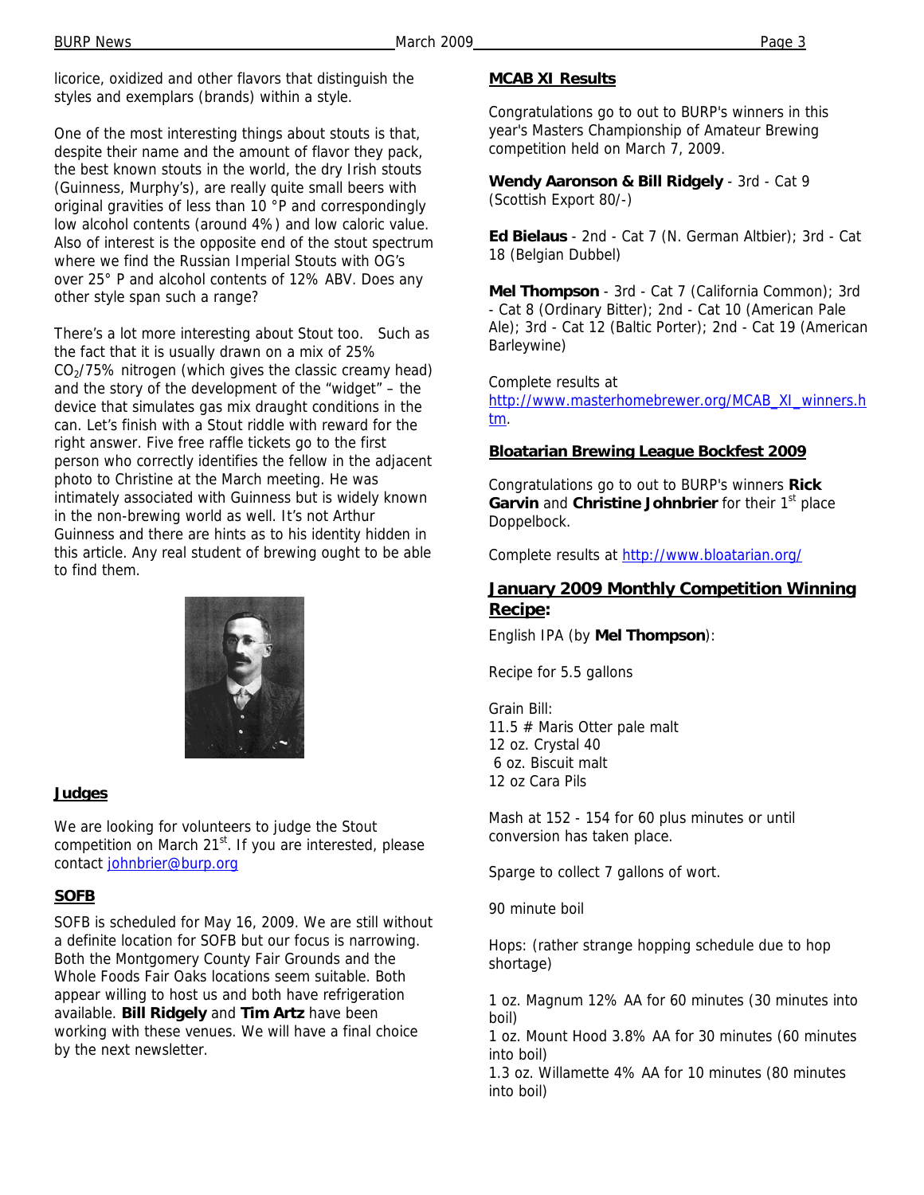licorice, oxidized and other flavors that distinguish the styles and exemplars (brands) within a style.

One of the most interesting things about stouts is that, despite their name and the amount of flavor they pack, the best known stouts in the world, the dry Irish stouts (Guinness, Murphy's), are really quite small beers with original gravities of less than 10 °P and correspondingly low alcohol contents (around 4%) and low caloric value. Also of interest is the opposite end of the stout spectrum where we find the Russian Imperial Stouts with OG's over 25° P and alcohol contents of 12% ABV. Does any other style span such a range?

There's a lot more interesting about Stout too. Such as the fact that it is usually drawn on a mix of 25% $CO_2$/75% nitrogen (which gives the classic creamy head) and the story of the development of the "widget" – the device that simulates gas mix draught conditions in the can. Let's finish with a Stout riddle with reward for the right answer. Five free raffle tickets go to the first person who correctly identifies the fellow in the adjacent photo to Christine at the March meeting. He was intimately associated with Guinness but is widely known in the non-brewing world as well. It's not Arthur Guinness and there are hints as to his identity hidden in this article. Any real student of brewing ought to be able to find them.

## Judges

We are looking for volunteers to judge the Stout competition on March 21st. If you are interested, please contact johnbrier@burp.org

## SOFB

SOFB is scheduled for May 16, 2009. We are still without a definite location for SOFB but our focus is narrowing. Both the Montgomery County Fair Grounds and the Whole Foods Fair Oaks locations seem suitable. Both appear willing to host us and both have refrigeration available. **Bill Ridgely** and **Tim Artz** have been working with these venues. We will have a final choice by the next newsletter.

## MCAB XI Results

Congratulations go to out to BURP's winners in this year's Masters Championship of Amateur Brewing competition held on March 7, 2009.

**Wendy Aaronson & Bill Ridgely** - 3rd - Cat 9 (Scottish Export 80/-)

**Ed Bielaus** - 2nd - Cat 7 (N. German Altbier); 3rd - Cat 18 (Belgian Dubbel)

**Mel Thompson** - 3rd - Cat 7 (California Common); 3rd - Cat 8 (Ordinary Bitter); 2nd - Cat 10 (American Pale Ale); 3rd - Cat 12 (Baltic Porter); 2nd - Cat 19 (American Barleywine)

Complete results at http://www.masterhomebrewer.org/MCAB_XI_winners.htm.

## Bloatarian Brewing League Bockfest 2009

Congratulations go to out to BURP's winners **Rick Garvin** and **Christine Johnbrier** for their 1st place Doppelbock.

Complete results at http://www.bloatarian.org/

## January 2009 Monthly Competition Winning Recipe:

English IPA (by **Mel Thompson**):

Recipe for 5.5 gallons

Grain Bill:
11.5 # Maris Otter pale malt
12 oz. Crystal 40
6 oz. Biscuit malt
12 oz Cara Pils

Mash at 152 - 154 for 60 plus minutes or until conversion has taken place.

Sparge to collect 7 gallons of wort.

90 minute boil

Hops: (rather strange hopping schedule due to hop shortage)

1 oz. Magnum 12% AA for 60 minutes (30 minutes into boil)
1 oz. Mount Hood 3.8% AA for 30 minutes (60 minutes into boil)
1.3 oz. Willamette 4% AA for 10 minutes (80 minutes into boil)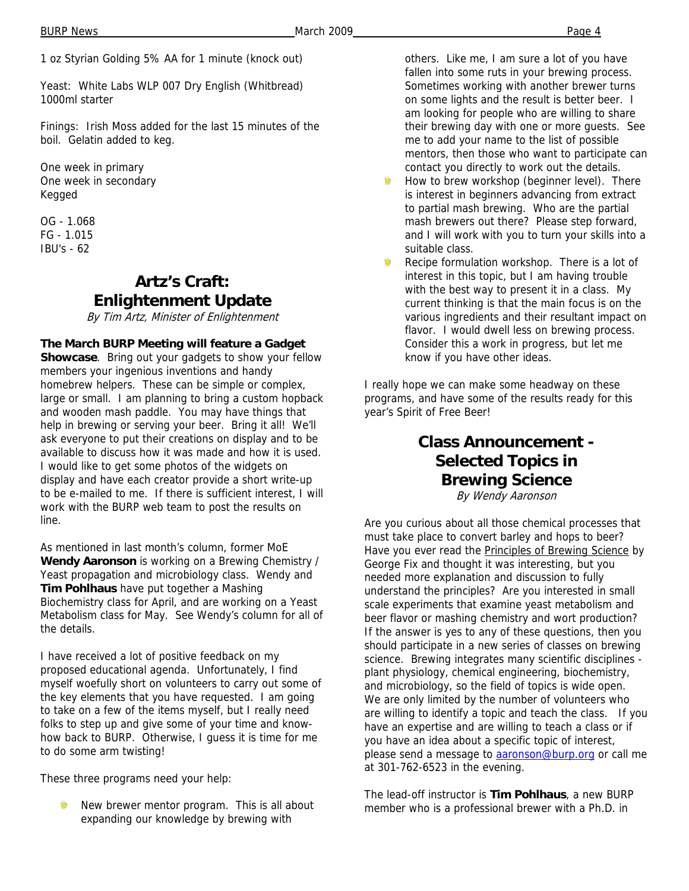1 oz Styrian Golding 5% AA for 1 minute (knock out)

Yeast: White Labs WLP 007 Dry English (Whitbread) 1000ml starter

Finings: Irish Moss added for the last 15 minutes of the boil. Gelatin added to keg.

One week in primary
One week in secondary
Kegged

OG - 1.068
FG - 1.015
IBU's - 62

## Artz's Craft: Enlightenment Update

*By Tim Artz, Minister of Enlightenment*

**The March BURP Meeting will feature a Gadget Showcase**. Bring out your gadgets to show your fellow members your ingenious inventions and handy homebrew helpers. These can be simple or complex, large or small. I am planning to bring a custom hopback and wooden mash paddle. You may have things that help in brewing or serving your beer. Bring it all! We'll ask everyone to put their creations on display and to be available to discuss how it was made and how it is used. I would like to get some photos of the widgets on display and have each creator provide a short write-up to be e-mailed to me. If there is sufficient interest, I will work with the BURP web team to post the results on line.

As mentioned in last month's column, former MoE **Wendy Aaronson** is working on a Brewing Chemistry / Yeast propagation and microbiology class. Wendy and **Tim Pohlhaus** have put together a Mashing Biochemistry class for April, and are working on a Yeast Metabolism class for May. See Wendy's column for all of the details.

I have received a lot of positive feedback on my proposed educational agenda. Unfortunately, I find myself woefully short on volunteers to carry out some of the key elements that you have requested. I am going to take on a few of the items myself, but I really need folks to step up and give some of your time and know-how back to BURP. Otherwise, I guess it is time for me to do some arm twisting!

These three programs need your help:

- New brewer mentor program. This is all about expanding our knowledge by brewing with others. Like me, I am sure a lot of you have fallen into some ruts in your brewing process. Sometimes working with another brewer turns on some lights and the result is better beer. I am looking for people who are willing to share their brewing day with one or more guests. See me to add your name to the list of possible mentors, then those who want to participate can contact you directly to work out the details.
- How to brew workshop (beginner level). There is interest in beginners advancing from extract to partial mash brewing. Who are the partial mash brewers out there? Please step forward, and I will work with you to turn your skills into a suitable class.
- Recipe formulation workshop. There is a lot of interest in this topic, but I am having trouble with the best way to present it in a class. My current thinking is that the main focus is on the various ingredients and their resultant impact on flavor. I would dwell less on brewing process. Consider this a work in progress, but let me know if you have other ideas.

I really hope we can make some headway on these programs, and have some of the results ready for this year's Spirit of Free Beer!

## Class Announcement - Selected Topics in Brewing Science

*By Wendy Aaronson*

Are you curious about all those chemical processes that must take place to convert barley and hops to beer? Have you ever read the Principles of Brewing Science by George Fix and thought it was interesting, but you needed more explanation and discussion to fully understand the principles? Are you interested in small scale experiments that examine yeast metabolism and beer flavor or mashing chemistry and wort production? If the answer is yes to any of these questions, then you should participate in a new series of classes on brewing science. Brewing integrates many scientific disciplines - plant physiology, chemical engineering, biochemistry, and microbiology, so the field of topics is wide open. We are only limited by the number of volunteers who are willing to identify a topic and teach the class. If you have an expertise and are willing to teach a class or if you have an idea about a specific topic of interest, please send a message to aaronson@burp.org or call me at 301-762-6523 in the evening.

The lead-off instructor is **Tim Pohlhaus**, a new BURP member who is a professional brewer with a Ph.D. in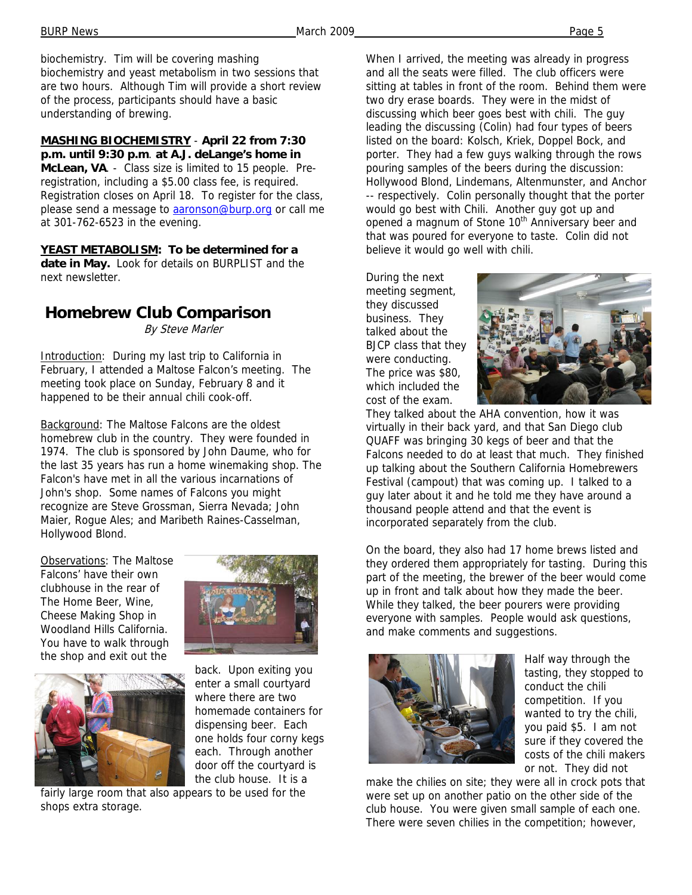biochemistry. Tim will be covering mashing biochemistry and yeast metabolism in two sessions that are two hours. Although Tim will provide a short review of the process, participants should have a basic understanding of brewing.

**MASHING BIOCHEMISTRY** - **April 22 from 7:30 p.m. until 9:30 p.m**. **at A.J. deLange's home in McLean, VA**. - Class size is limited to 15 people. Pre-registration, including a $5.00 class fee, is required. Registration closes on April 18. To register for the class, please send a message to aaronson@burp.org or call me at 301-762-6523 in the evening.

**YEAST METABOLISM: To be determined for a date in May.** Look for details on BURPLIST and the next newsletter.

## Homebrew Club Comparison

*By Steve Marler*

Introduction: During my last trip to California in February, I attended a Maltose Falcon's meeting. The meeting took place on Sunday, February 8 and it happened to be their annual chili cook-off.

Background: The Maltose Falcons are the oldest homebrew club in the country. They were founded in 1974. The club is sponsored by John Daume, who for the last 35 years has run a home winemaking shop. The Falcon's have met in all the various incarnations of John's shop. Some names of Falcons you might recognize are Steve Grossman, Sierra Nevada; John Maier, Rogue Ales; and Maribeth Raines-Casselman, Hollywood Blond.

Observations: The Maltose Falcons' have their own clubhouse in the rear of The Home Beer, Wine, Cheese Making Shop in Woodland Hills California. You have to walk through the shop and exit out the back. Upon exiting you enter a small courtyard where there are two homemade containers for dispensing beer. Each one holds four corny kegs each. Through another door off the courtyard is the club house. It is a fairly large room that also appears to be used for the shops extra storage.

When I arrived, the meeting was already in progress and all the seats were filled. The club officers were sitting at tables in front of the room. Behind them were two dry erase boards. They were in the midst of discussing which beer goes best with chili. The guy leading the discussing (Colin) had four types of beers listed on the board: Kolsch, Kriek, Doppel Bock, and porter. They had a few guys walking through the rows pouring samples of the beers during the discussion: Hollywood Blond, Lindemans, Altenmunster, and Anchor -- respectively. Colin personally thought that the porter would go best with Chili. Another guy got up and opened a magnum of Stone 10th Anniversary beer and that was poured for everyone to taste. Colin did not believe it would go well with chili.

During the next meeting segment, they discussed business. They talked about the BJCP class that they were conducting. The price was $80, which included the cost of the exam. They talked about the AHA convention, how it was virtually in their back yard, and that San Diego club QUAFF was bringing 30 kegs of beer and that the Falcons needed to do at least that much. They finished up talking about the Southern California Homebrewers Festival (campout) that was coming up. I talked to a guy later about it and he told me they have around a thousand people attend and that the event is incorporated separately from the club.

On the board, they also had 17 home brews listed and they ordered them appropriately for tasting. During this part of the meeting, the brewer of the beer would come up in front and talk about how they made the beer. While they talked, the beer pourers were providing everyone with samples. People would ask questions, and make comments and suggestions.

Half way through the tasting, they stopped to conduct the chili competition. If you wanted to try the chili, you paid $5. I am not sure if they covered the costs of the chili makers or not. They did not make the chilies on site; they were all in crock pots that were set up on another patio on the other side of the club house. You were given small sample of each one. There were seven chilies in the competition; however,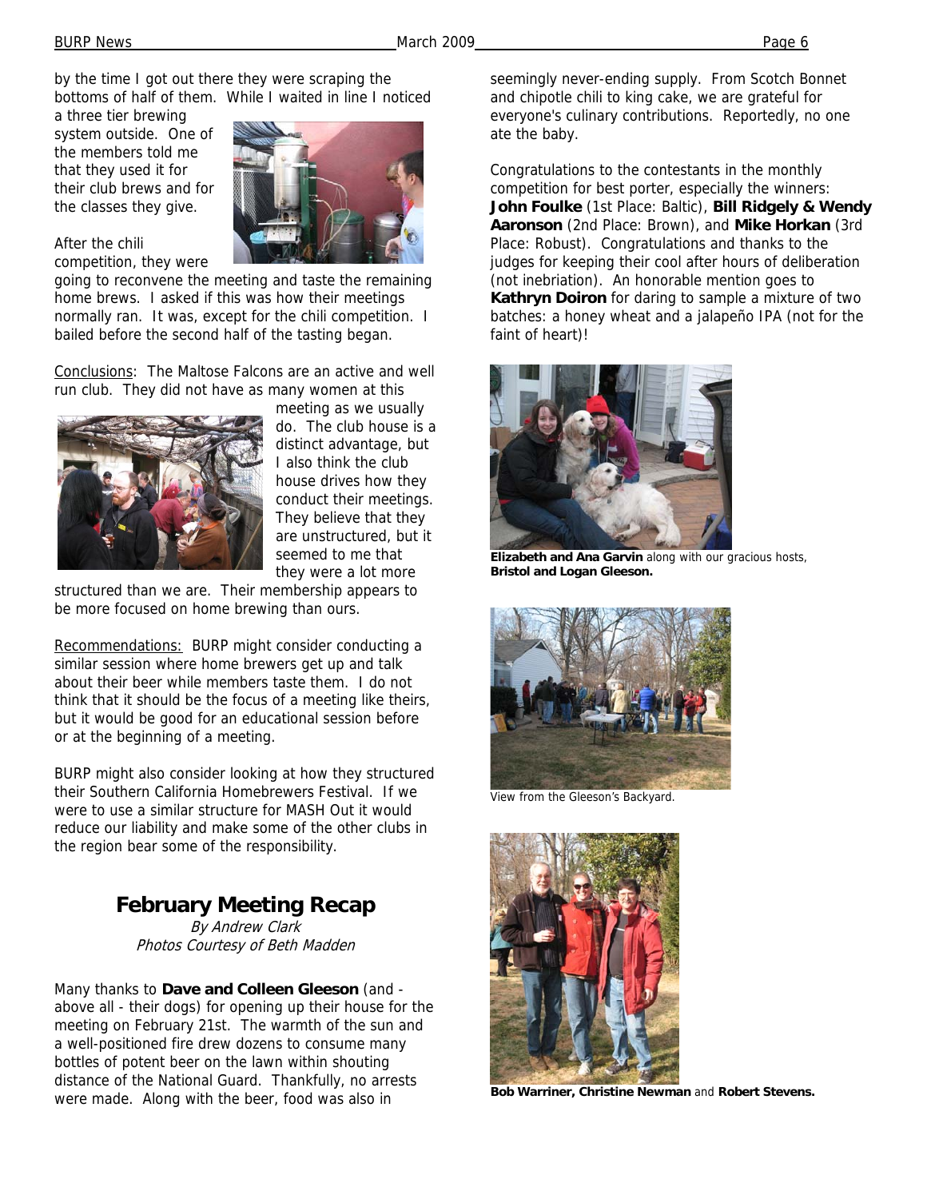by the time I got out there they were scraping the bottoms of half of them. While I waited in line I noticed a three tier brewing system outside. One of the members told me that they used it for their club brews and for the classes they give.

After the chili competition, they were going to reconvene the meeting and taste the remaining home brews. I asked if this was how their meetings normally ran. It was, except for the chili competition. I bailed before the second half of the tasting began.

Conclusions: The Maltose Falcons are an active and well run club. They did not have as many women at this meeting as we usually do. The club house is a distinct advantage, but I also think the club house drives how they conduct their meetings. They believe that they are unstructured, but it seemed to me that they were a lot more structured than we are. Their membership appears to be more focused on home brewing than ours.

Recommendations: BURP might consider conducting a similar session where home brewers get up and talk about their beer while members taste them. I do not think that it should be the focus of a meeting like theirs, but it would be good for an educational session before or at the beginning of a meeting.

BURP might also consider looking at how they structured their Southern California Homebrewers Festival. If we were to use a similar structure for MASH Out it would reduce our liability and make some of the other clubs in the region bear some of the responsibility.

## February Meeting Recap

*By Andrew Clark*
*Photos Courtesy of Beth Madden*

Many thanks to **Dave and Colleen Gleeson** (and - above all - their dogs) for opening up their house for the meeting on February 21st. The warmth of the sun and a well-positioned fire drew dozens to consume many bottles of potent beer on the lawn within shouting distance of the National Guard. Thankfully, no arrests were made. Along with the beer, food was also in seemingly never-ending supply. From Scotch Bonnet and chipotle chili to king cake, we are grateful for everyone's culinary contributions. Reportedly, no one ate the baby.

Congratulations to the contestants in the monthly competition for best porter, especially the winners: **John Foulke** (1st Place: Baltic), **Bill Ridgely & Wendy Aaronson** (2nd Place: Brown), and **Mike Horkan** (3rd Place: Robust). Congratulations and thanks to the judges for keeping their cool after hours of deliberation (not inebriation). An honorable mention goes to **Kathryn Doiron** for daring to sample a mixture of two batches: a honey wheat and a jalapeño IPA (not for the faint of heart)!

**Elizabeth and Ana Garvin** along with our gracious hosts, **Bristol and Logan Gleeson.**

View from the Gleeson's Backyard.

**Bob Warriner, Christine Newman** and **Robert Stevens.**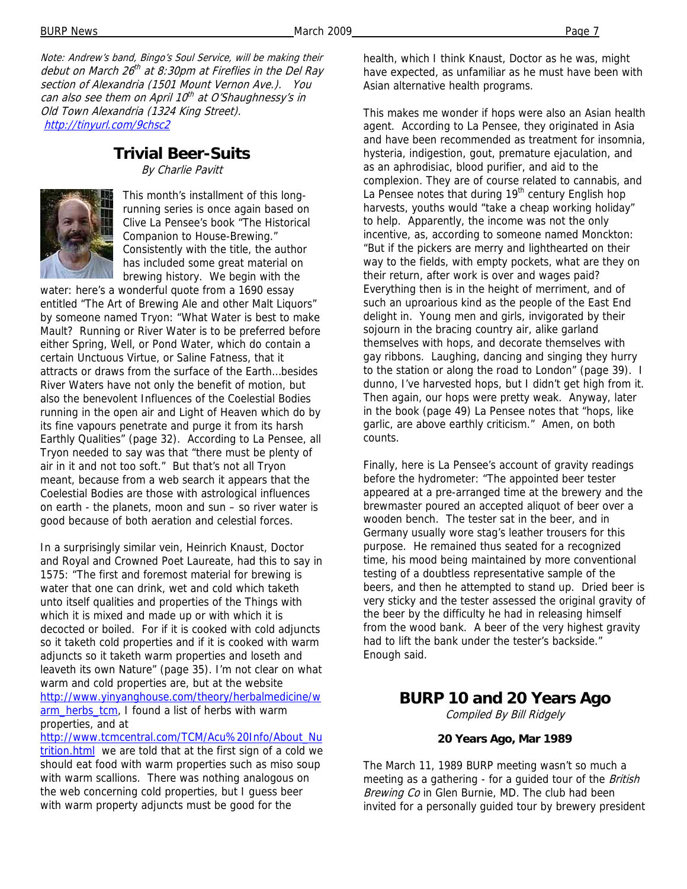*Note: Andrew's band, Bingo's Soul Service, will be making their debut on March 26th at 8:30pm at Fireflies in the Del Ray section of Alexandria (1501 Mount Vernon Ave.). You can also see them on April 10th at O'Shaughnessy's in Old Town Alexandria (1324 King Street). http://tinyurl.com/9chsc2*

## Trivial Beer-Suits

*By Charlie Pavitt*

This month's installment of this long-running series is once again based on Clive La Pensee's book "The Historical Companion to House-Brewing." Consistently with the title, the author has included some great material on brewing history. We begin with the water: here's a wonderful quote from a 1690 essay entitled "The Art of Brewing Ale and other Malt Liquors" by someone named Tryon: "What Water is best to make Mault? Running or River Water is to be preferred before either Spring, Well, or Pond Water, which do contain a certain Unctuous Virtue, or Saline Fatness, that it attracts or draws from the surface of the Earth…besides River Waters have not only the benefit of motion, but also the benevolent Influences of the Coelestial Bodies running in the open air and Light of Heaven which do by its fine vapours penetrate and purge it from its harsh Earthly Qualities" (page 32). According to La Pensee, all Tryon needed to say was that "there must be plenty of air in it and not too soft." But that's not all Tryon meant, because from a web search it appears that the Coelestial Bodies are those with astrological influences on earth - the planets, moon and sun – so river water is good because of both aeration and celestial forces.

In a surprisingly similar vein, Heinrich Knaust, Doctor and Royal and Crowned Poet Laureate, had this to say in 1575: "The first and foremost material for brewing is water that one can drink, wet and cold which taketh unto itself qualities and properties of the Things with which it is mixed and made up or with which it is decocted or boiled. For if it is cooked with cold adjuncts so it taketh cold properties and if it is cooked with warm adjuncts so it taketh warm properties and loseth and leaveth its own Nature" (page 35). I'm not clear on what warm and cold properties are, but at the website http://www.yinyanghouse.com/theory/herbalmedicine/warm_herbs_tcm, I found a list of herbs with warm properties, and at http://www.tcmcentral.com/TCM/Acu%20Info/About_Nutrition.html we are told that at the first sign of a cold we should eat food with warm properties such as miso soup with warm scallions. There was nothing analogous on the web concerning cold properties, but I guess beer with warm property adjuncts must be good for the health, which I think Knaust, Doctor as he was, might have expected, as unfamiliar as he must have been with Asian alternative health programs.

This makes me wonder if hops were also an Asian health agent. According to La Pensee, they originated in Asia and have been recommended as treatment for insomnia, hysteria, indigestion, gout, premature ejaculation, and as an aphrodisiac, blood purifier, and aid to the complexion. They are of course related to cannabis, and La Pensee notes that during 19th century English hop harvests, youths would "take a cheap working holiday" to help. Apparently, the income was not the only incentive, as, according to someone named Monckton: "But if the pickers are merry and lighthearted on their way to the fields, with empty pockets, what are they on their return, after work is over and wages paid? Everything then is in the height of merriment, and of such an uproarious kind as the people of the East End delight in. Young men and girls, invigorated by their sojourn in the bracing country air, alike garland themselves with hops, and decorate themselves with gay ribbons. Laughing, dancing and singing they hurry to the station or along the road to London" (page 39). I dunno, I've harvested hops, but I didn't get high from it. Then again, our hops were pretty weak. Anyway, later in the book (page 49) La Pensee notes that "hops, like garlic, are above earthly criticism." Amen, on both counts.

Finally, here is La Pensee's account of gravity readings before the hydrometer: "The appointed beer tester appeared at a pre-arranged time at the brewery and the brewmaster poured an accepted aliquot of beer over a wooden bench. The tester sat in the beer, and in Germany usually wore stag's leather trousers for this purpose. He remained thus seated for a recognized time, his mood being maintained by more conventional testing of a doubtless representative sample of the beers, and then he attempted to stand up. Dried beer is very sticky and the tester assessed the original gravity of the beer by the difficulty he had in releasing himself from the wood bank. A beer of the very highest gravity had to lift the bank under the tester's backside." Enough said.

## BURP 10 and 20 Years Ago

*Compiled By Bill Ridgely*

**20 Years Ago, Mar 1989**

The March 11, 1989 BURP meeting wasn't so much a meeting as a gathering - for a guided tour of the *British Brewing Co* in Glen Burnie, MD. The club had been invited for a personally guided tour by brewery president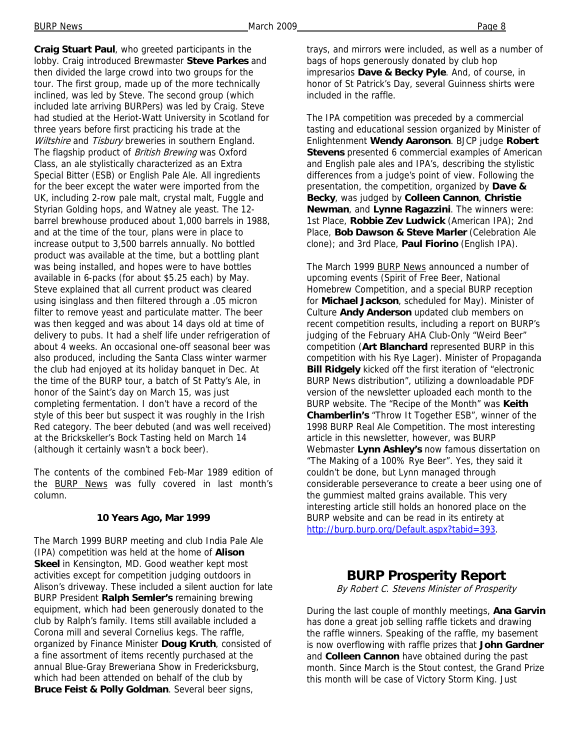**Craig Stuart Paul**, who greeted participants in the lobby. Craig introduced Brewmaster **Steve Parkes** and then divided the large crowd into two groups for the tour. The first group, made up of the more technically inclined, was led by Steve. The second group (which included late arriving BURPers) was led by Craig. Steve had studied at the Heriot-Watt University in Scotland for three years before first practicing his trade at the *Wiltshire* and *Tisbury* breweries in southern England. The flagship product of *British Brewing* was Oxford Class, an ale stylistically characterized as an Extra Special Bitter (ESB) or English Pale Ale. All ingredients for the beer except the water were imported from the UK, including 2-row pale malt, crystal malt, Fuggle and Styrian Golding hops, and Watney ale yeast. The 12-barrel brewhouse produced about 1,000 barrels in 1988, and at the time of the tour, plans were in place to increase output to 3,500 barrels annually. No bottled product was available at the time, but a bottling plant was being installed, and hopes were to have bottles available in 6-packs (for about $5.25 each) by May. Steve explained that all current product was cleared using isinglass and then filtered through a .05 micron filter to remove yeast and particulate matter. The beer was then kegged and was about 14 days old at time of delivery to pubs. It had a shelf life under refrigeration of about 4 weeks. An occasional one-off seasonal beer was also produced, including the Santa Class winter warmer the club had enjoyed at its holiday banquet in Dec. At the time of the BURP tour, a batch of St Patty's Ale, in honor of the Saint's day on March 15, was just completing fermentation. I don't have a record of the style of this beer but suspect it was roughly in the Irish Red category. The beer debuted (and was well received) at the Brickskeller's Bock Tasting held on March 14 (although it certainly wasn't a bock beer).

The contents of the combined Feb-Mar 1989 edition of the BURP News was fully covered in last month's column.

**10 Years Ago, Mar 1999**

The March 1999 BURP meeting and club India Pale Ale (IPA) competition was held at the home of **Alison Skeel** in Kensington, MD. Good weather kept most activities except for competition judging outdoors in Alison's driveway. These included a silent auction for late BURP President **Ralph Semler's** remaining brewing equipment, which had been generously donated to the club by Ralph's family. Items still available included a Corona mill and several Cornelius kegs. The raffle, organized by Finance Minister **Doug Kruth**, consisted of a fine assortment of items recently purchased at the annual Blue-Gray Breweriana Show in Fredericksburg, which had been attended on behalf of the club by **Bruce Feist & Polly Goldman**. Several beer signs, trays, and mirrors were included, as well as a number of bags of hops generously donated by club hop impresarios **Dave & Becky Pyle**. And, of course, in honor of St Patrick's Day, several Guinness shirts were included in the raffle.

The IPA competition was preceded by a commercial tasting and educational session organized by Minister of Enlightenment **Wendy Aaronson**. BJCP judge **Robert Stevens** presented 6 commercial examples of American and English pale ales and IPA's, describing the stylistic differences from a judge's point of view. Following the presentation, the competition, organized by **Dave & Becky**, was judged by **Colleen Cannon**, **Christie Newman**, and **Lynne Ragazzini**. The winners were: 1st Place, **Robbie Zev Ludwick** (American IPA); 2nd Place, **Bob Dawson & Steve Marler** (Celebration Ale clone); and 3rd Place, **Paul Fiorino** (English IPA).

The March 1999 BURP News announced a number of upcoming events (Spirit of Free Beer, National Homebrew Competition, and a special BURP reception for **Michael Jackson**, scheduled for May). Minister of Culture **Andy Anderson** updated club members on recent competition results, including a report on BURP's judging of the February AHA Club-Only "Weird Beer" competition (**Art Blanchard** represented BURP in this competition with his Rye Lager). Minister of Propaganda **Bill Ridgely** kicked off the first iteration of "electronic BURP News distribution", utilizing a downloadable PDF version of the newsletter uploaded each month to the BURP website. The "Recipe of the Month" was **Keith Chamberlin's** "Throw It Together ESB", winner of the 1998 BURP Real Ale Competition. The most interesting article in this newsletter, however, was BURP Webmaster **Lynn Ashley's** now famous dissertation on "The Making of a 100% Rye Beer". Yes, they said it couldn't be done, but Lynn managed through considerable perseverance to create a beer using one of the gummiest malted grains available. This very interesting article still holds an honored place on the BURP website and can be read in its entirety at http://burp.burp.org/Default.aspx?tabid=393.

## BURP Prosperity Report

*By Robert C. Stevens Minister of Prosperity*

During the last couple of monthly meetings, **Ana Garvin** has done a great job selling raffle tickets and drawing the raffle winners. Speaking of the raffle, my basement is now overflowing with raffle prizes that **John Gardner** and **Colleen Cannon** have obtained during the past month. Since March is the Stout contest, the Grand Prize this month will be case of Victory Storm King. Just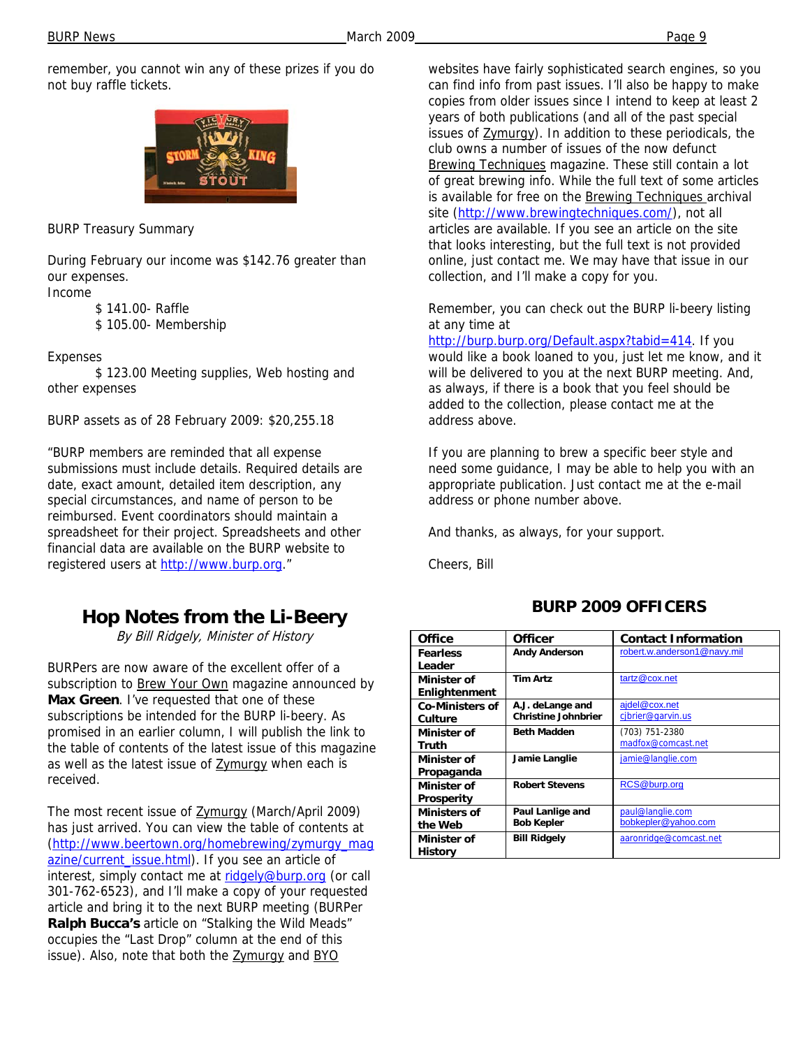remember, you cannot win any of these prizes if you do not buy raffle tickets.

BURP Treasury Summary

During February our income was $142.76 greater than our expenses.

Income

$ 141.00- Raffle
$ 105.00- Membership

Expenses

$ 123.00 Meeting supplies, Web hosting and other expenses

BURP assets as of 28 February 2009: $20,255.18

"BURP members are reminded that all expense submissions must include details. Required details are date, exact amount, detailed item description, any special circumstances, and name of person to be reimbursed. Event coordinators should maintain a spreadsheet for their project. Spreadsheets and other financial data are available on the BURP website to registered users at http://www.burp.org."

## Hop Notes from the Li-Beery

*By Bill Ridgely, Minister of History*

BURPers are now aware of the excellent offer of a subscription to Brew Your Own magazine announced by **Max Green**. I've requested that one of these subscriptions be intended for the BURP li-beery. As promised in an earlier column, I will publish the link to the table of contents of the latest issue of this magazine as well as the latest issue of Zymurgy when each is received.

The most recent issue of Zymurgy (March/April 2009) has just arrived. You can view the table of contents at (http://www.beertown.org/homebrewing/zymurgy_magazine/current_issue.html). If you see an article of interest, simply contact me at ridgely@burp.org (or call 301-762-6523), and I'll make a copy of your requested article and bring it to the next BURP meeting (BURPer **Ralph Bucca's** article on "Stalking the Wild Meads" occupies the "Last Drop" column at the end of this issue). Also, note that both the Zymurgy and BYO websites have fairly sophisticated search engines, so you can find info from past issues. I'll also be happy to make copies from older issues since I intend to keep at least 2 years of both publications (and all of the past special issues of Zymurgy). In addition to these periodicals, the club owns a number of issues of the now defunct Brewing Techniques magazine. These still contain a lot of great brewing info. While the full text of some articles is available for free on the Brewing Techniques archival site (http://www.brewingtechniques.com/), not all articles are available. If you see an article on the site that looks interesting, but the full text is not provided online, just contact me. We may have that issue in our collection, and I'll make a copy for you.

Remember, you can check out the BURP li-beery listing at any time at http://burp.burp.org/Default.aspx?tabid=414. If you would like a book loaned to you, just let me know, and it will be delivered to you at the next BURP meeting. And, as always, if there is a book that you feel should be added to the collection, please contact me at the address above.

If you are planning to brew a specific beer style and need some guidance, I may be able to help you with an appropriate publication. Just contact me at the e-mail address or phone number above.

And thanks, as always, for your support.

Cheers, Bill

## BURP 2009 OFFICERS

| Office | Officer | Contact Information |
|---|---|---|
| Fearless Leader | Andy Anderson | robert.w.anderson1@navy.mil |
| Minister of Enlightenment | Tim Artz | tartz@cox.net |
| Co-Ministers of Culture | A.J. deLange and Christine Johnbrier | ajdel@cox.net<br>cjbrier@garvin.us |
| Minister of Truth | Beth Madden | (703) 751-2380<br>madfox@comcast.net |
| Minister of Propaganda | Jamie Langlie | jamie@langlie.com |
| Minister of Prosperity | Robert Stevens | RCS@burp.org |
| Ministers of the Web | Paul Langlie and Bob Kepler | paul@langlie.com<br>bobkepler@yahoo.com |
| Minister of History | Bill Ridgely | aaronridge@comcast.net |